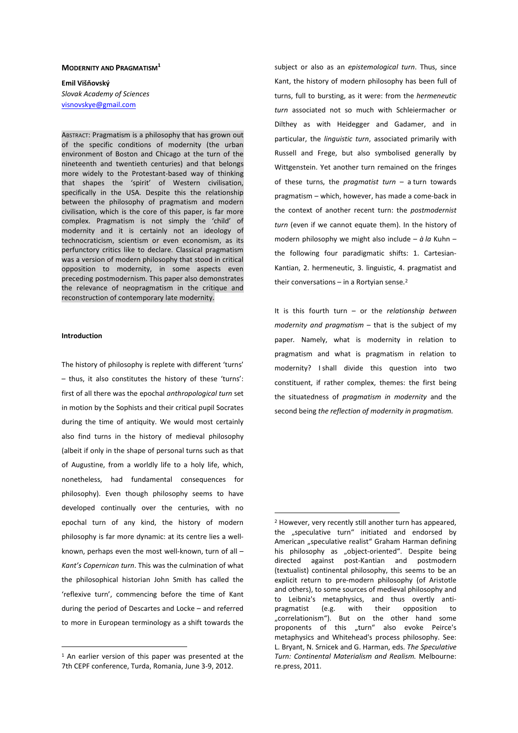# MODERNITY AND PRAGMATISM[1]

**Emil Višňovský**
*Slovak Academy of Sciences*
visnovskye@gmail.com

ABSTRACT: Pragmatism is a philosophy that has grown out of the specific conditions of modernity (the urban environment of Boston and Chicago at the turn of the nineteenth and twentieth centuries) and that belongs more widely to the Protestant-based way of thinking that shapes the 'spirit' of Western civilisation, specifically in the USA. Despite this the relationship between the philosophy of pragmatism and modern civilisation, which is the core of this paper, is far more complex. Pragmatism is not simply the 'child' of modernity and it is certainly not an ideology of technocraticism, scientism or even economism, as its perfunctory critics like to declare. Classical pragmatism was a version of modern philosophy that stood in critical opposition to modernity, in some aspects even preceding postmodernism. This paper also demonstrates the relevance of neopragmatism in the critique and reconstruction of contemporary late modernity.

## Introduction

The history of philosophy is replete with different 'turns' – thus, it also constitutes the history of these 'turns': first of all there was the epochal *anthropological turn* set in motion by the Sophists and their critical pupil Socrates during the time of antiquity. We would most certainly also find turns in the history of medieval philosophy (albeit if only in the shape of personal turns such as that of Augustine, from a worldly life to a holy life, which, nonetheless, had fundamental consequences for philosophy). Even though philosophy seems to have developed continually over the centuries, with no epochal turn of any kind, the history of modern philosophy is far more dynamic: at its centre lies a well-known, perhaps even the most well-known, turn of all – *Kant's Copernican turn*. This was the culmination of what the philosophical historian John Smith has called the 'reflexive turn', commencing before the time of Kant during the period of Descartes and Locke – and referred to more in European terminology as a shift towards the subject or also as an *epistemological turn*. Thus, since Kant, the history of modern philosophy has been full of turns, full to bursting, as it were: from the *hermeneutic turn* associated not so much with Schleiermacher or Dilthey as with Heidegger and Gadamer, and in particular, the *linguistic turn*, associated primarily with Russell and Frege, but also symbolised generally by Wittgenstein. Yet another turn remained on the fringes of these turns, the *pragmatist turn* – a turn towards pragmatism – which, however, has made a come-back in the context of another recent turn: the *postmodernist turn* (even if we cannot equate them). In the history of modern philosophy we might also include – *à la* Kuhn – the following four paradigmatic shifts: 1. Cartesian-Kantian, 2. hermeneutic, 3. linguistic, 4. pragmatist and their conversations – in a Rortyian sense.[2]

It is this fourth turn – or the *relationship between modernity and pragmatism* – that is the subject of my paper. Namely, what is modernity in relation to pragmatism and what is pragmatism in relation to modernity? I shall divide this question into two constituent, if rather complex, themes: the first being the situatedness of *pragmatism in modernity* and the second being *the reflection of modernity in pragmatism.*

---

[1] An earlier version of this paper was presented at the 7th CEPF conference, Turda, Romania, June 3-9, 2012.

[2] However, very recently still another turn has appeared, the „speculative turn" initiated and endorsed by American „speculative realist" Graham Harman defining his philosophy as „object-oriented". Despite being directed against post-Kantian and postmodern (textualist) continental philosophy, this seems to be an explicit return to pre-modern philosophy (of Aristotle and others), to some sources of medieval philosophy and to Leibniz's metaphysics, and thus overtly anti-pragmatist (e.g. with their opposition to „correlationism"). But on the other hand some proponents of this „turn" also evoke Peirce's metaphysics and Whitehead's process philosophy. See: L. Bryant, N. Srnicek and G. Harman, eds. *The Speculative Turn: Continental Materialism and Realism.* Melbourne: re.press, 2011.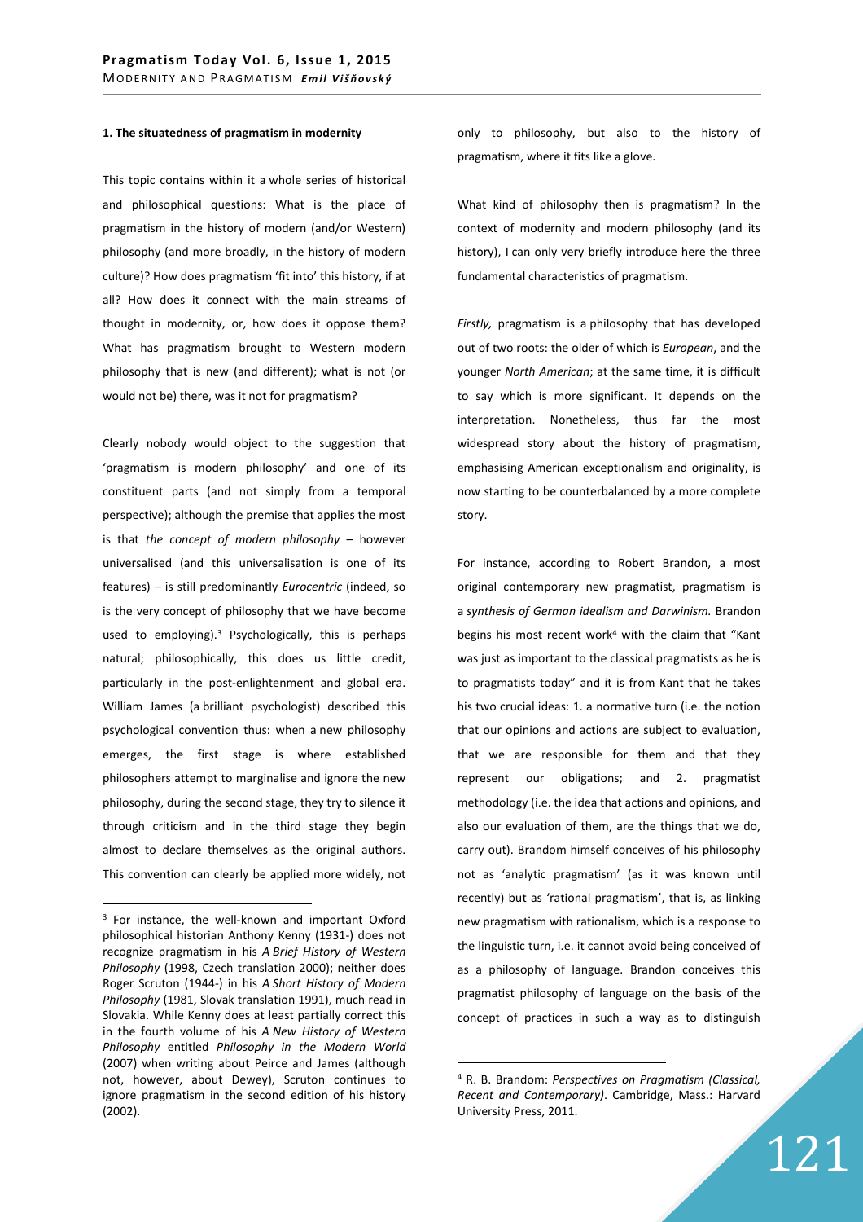**1. The situatedness of pragmatism in modernity**

This topic contains within it a whole series of historical and philosophical questions: What is the place of pragmatism in the history of modern (and/or Western) philosophy (and more broadly, in the history of modern culture)? How does pragmatism 'fit into' this history, if at all? How does it connect with the main streams of thought in modernity, or, how does it oppose them? What has pragmatism brought to Western modern philosophy that is new (and different); what is not (or would not be) there, was it not for pragmatism?

Clearly nobody would object to the suggestion that 'pragmatism is modern philosophy' and one of its constituent parts (and not simply from a temporal perspective); although the premise that applies the most is that *the concept of modern philosophy* – however universalised (and this universalisation is one of its features) – is still predominantly *Eurocentric* (indeed, so is the very concept of philosophy that we have become used to employing).[3] Psychologically, this is perhaps natural; philosophically, this does us little credit, particularly in the post-enlightenment and global era. William James (a brilliant psychologist) described this psychological convention thus: when a new philosophy emerges, the first stage is where established philosophers attempt to marginalise and ignore the new philosophy, during the second stage, they try to silence it through criticism and in the third stage they begin almost to declare themselves as the original authors. This convention can clearly be applied more widely, not only to philosophy, but also to the history of pragmatism, where it fits like a glove.

What kind of philosophy then is pragmatism? In the context of modernity and modern philosophy (and its history), I can only very briefly introduce here the three fundamental characteristics of pragmatism.

*Firstly,* pragmatism is a philosophy that has developed out of two roots: the older of which is *European*, and the younger *North American*; at the same time, it is difficult to say which is more significant. It depends on the interpretation. Nonetheless, thus far the most widespread story about the history of pragmatism, emphasising American exceptionalism and originality, is now starting to be counterbalanced by a more complete story.

For instance, according to Robert Brandon, a most original contemporary new pragmatist, pragmatism is a *synthesis of German idealism and Darwinism.* Brandon begins his most recent work[4] with the claim that "Kant was just as important to the classical pragmatists as he is to pragmatists today" and it is from Kant that he takes his two crucial ideas: 1. a normative turn (i.e. the notion that our opinions and actions are subject to evaluation, that we are responsible for them and that they represent our obligations; and 2. pragmatist methodology (i.e. the idea that actions and opinions, and also our evaluation of them, are the things that we do, carry out). Brandom himself conceives of his philosophy not as 'analytic pragmatism' (as it was known until recently) but as 'rational pragmatism', that is, as linking new pragmatism with rationalism, which is a response to the linguistic turn, i.e. it cannot avoid being conceived of as a philosophy of language. Brandon conceives this pragmatist philosophy of language on the basis of the concept of practices in such a way as to distinguish

---

[3] For instance, the well-known and important Oxford philosophical historian Anthony Kenny (1931-) does not recognize pragmatism in his *A Brief History of Western Philosophy* (1998, Czech translation 2000); neither does Roger Scruton (1944-) in his *A Short History of Modern Philosophy* (1981, Slovak translation 1991), much read in Slovakia. While Kenny does at least partially correct this in the fourth volume of his *A New History of Western Philosophy* entitled *Philosophy in the Modern World* (2007) when writing about Peirce and James (although not, however, about Dewey), Scruton continues to ignore pragmatism in the second edition of his history (2002).

[4] R. B. Brandom: *Perspectives on Pragmatism (Classical, Recent and Contemporary)*. Cambridge, Mass.: Harvard University Press, 2011.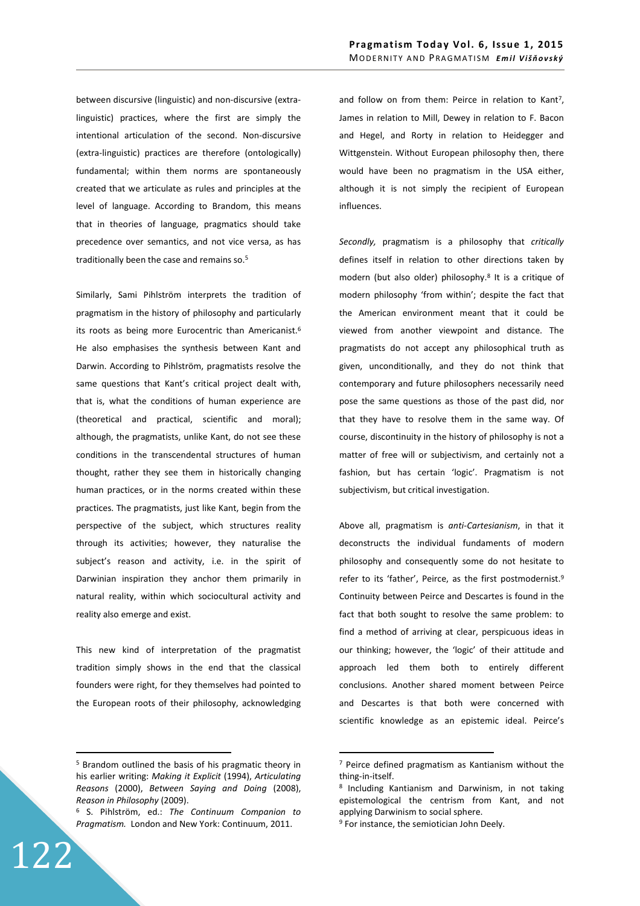between discursive (linguistic) and non-discursive (extra-linguistic) practices, where the first are simply the intentional articulation of the second. Non-discursive (extra-linguistic) practices are therefore (ontologically) fundamental; within them norms are spontaneously created that we articulate as rules and principles at the level of language. According to Brandom, this means that in theories of language, pragmatics should take precedence over semantics, and not vice versa, as has traditionally been the case and remains so.[5]

Similarly, Sami Pihlström interprets the tradition of pragmatism in the history of philosophy and particularly its roots as being more Eurocentric than Americanist.[6] He also emphasises the synthesis between Kant and Darwin. According to Pihlström, pragmatists resolve the same questions that Kant's critical project dealt with, that is, what the conditions of human experience are (theoretical and practical, scientific and moral); although, the pragmatists, unlike Kant, do not see these conditions in the transcendental structures of human thought, rather they see them in historically changing human practices, or in the norms created within these practices. The pragmatists, just like Kant, begin from the perspective of the subject, which structures reality through its activities; however, they naturalise the subject's reason and activity, i.e. in the spirit of Darwinian inspiration they anchor them primarily in natural reality, within which sociocultural activity and reality also emerge and exist.

This new kind of interpretation of the pragmatist tradition simply shows in the end that the classical founders were right, for they themselves had pointed to the European roots of their philosophy, acknowledging and follow on from them: Peirce in relation to Kant[7], James in relation to Mill, Dewey in relation to F. Bacon and Hegel, and Rorty in relation to Heidegger and Wittgenstein. Without European philosophy then, there would have been no pragmatism in the USA either, although it is not simply the recipient of European influences.

*Secondly,* pragmatism is a philosophy that *critically* defines itself in relation to other directions taken by modern (but also older) philosophy.[8] It is a critique of modern philosophy 'from within'; despite the fact that the American environment meant that it could be viewed from another viewpoint and distance. The pragmatists do not accept any philosophical truth as given, unconditionally, and they do not think that contemporary and future philosophers necessarily need pose the same questions as those of the past did, nor that they have to resolve them in the same way. Of course, discontinuity in the history of philosophy is not a matter of free will or subjectivism, and certainly not a fashion, but has certain 'logic'. Pragmatism is not subjectivism, but critical investigation.

Above all, pragmatism is *anti-Cartesianism*, in that it deconstructs the individual fundaments of modern philosophy and consequently some do not hesitate to refer to its 'father', Peirce, as the first postmodernist.[9] Continuity between Peirce and Descartes is found in the fact that both sought to resolve the same problem: to find a method of arriving at clear, perspicuous ideas in our thinking; however, the 'logic' of their attitude and approach led them both to entirely different conclusions. Another shared moment between Peirce and Descartes is that both were concerned with scientific knowledge as an epistemic ideal. Peirce's

---

[5] Brandom outlined the basis of his pragmatic theory in his earlier writing: *Making it Explicit* (1994), *Articulating Reasons* (2000), *Between Saying and Doing* (2008), *Reason in Philosophy* (2009).

[6] S. Pihlström, ed.: *The Continuum Companion to Pragmatism.* London and New York: Continuum, 2011.

[7] Peirce defined pragmatism as Kantianism without the thing-in-itself.

[8] Including Kantianism and Darwinism, in not taking epistemological the centrism from Kant, and not applying Darwinism to social sphere.

[9] For instance, the semiotician John Deely.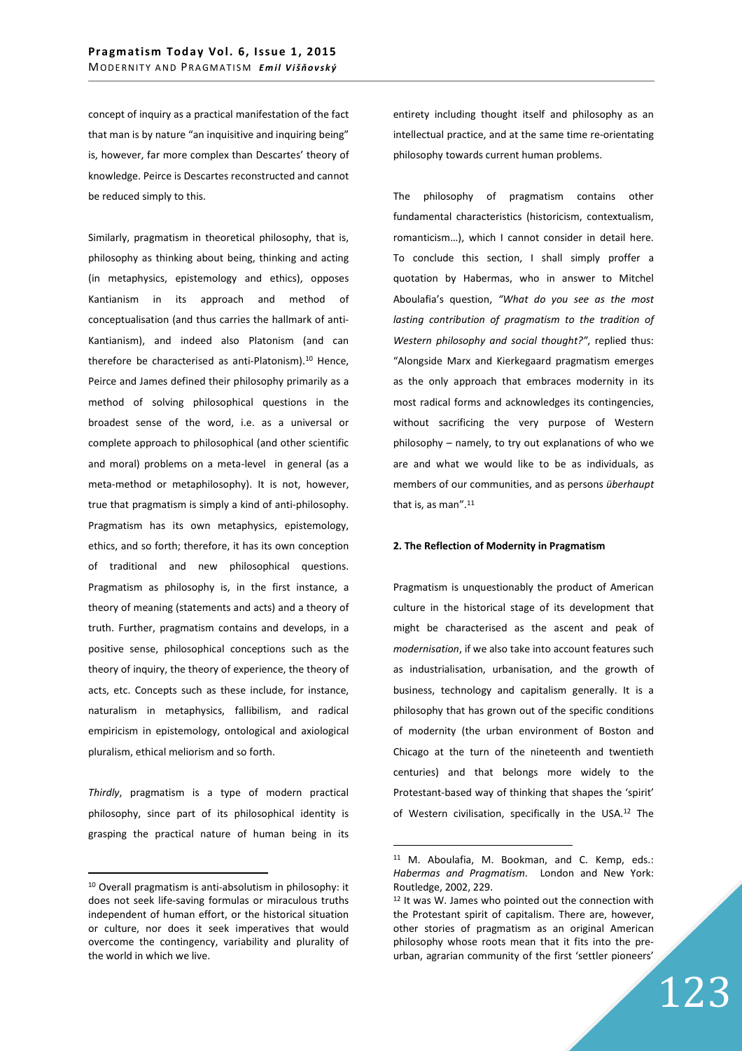concept of inquiry as a practical manifestation of the fact that man is by nature "an inquisitive and inquiring being" is, however, far more complex than Descartes' theory of knowledge. Peirce is Descartes reconstructed and cannot be reduced simply to this.

Similarly, pragmatism in theoretical philosophy, that is, philosophy as thinking about being, thinking and acting (in metaphysics, epistemology and ethics), opposes Kantianism in its approach and method of conceptualisation (and thus carries the hallmark of anti-Kantianism), and indeed also Platonism (and can therefore be characterised as anti-Platonism).[10] Hence, Peirce and James defined their philosophy primarily as a method of solving philosophical questions in the broadest sense of the word, i.e. as a universal or complete approach to philosophical (and other scientific and moral) problems on a meta-level in general (as a meta-method or metaphilosophy). It is not, however, true that pragmatism is simply a kind of anti-philosophy. Pragmatism has its own metaphysics, epistemology, ethics, and so forth; therefore, it has its own conception of traditional and new philosophical questions. Pragmatism as philosophy is, in the first instance, a theory of meaning (statements and acts) and a theory of truth. Further, pragmatism contains and develops, in a positive sense, philosophical conceptions such as the theory of inquiry, the theory of experience, the theory of acts, etc. Concepts such as these include, for instance, naturalism in metaphysics, fallibilism, and radical empiricism in epistemology, ontological and axiological pluralism, ethical meliorism and so forth.

*Thirdly*, pragmatism is a type of modern practical philosophy, since part of its philosophical identity is grasping the practical nature of human being in its entirety including thought itself and philosophy as an intellectual practice, and at the same time re-orientating philosophy towards current human problems.

The philosophy of pragmatism contains other fundamental characteristics (historicism, contextualism, romanticism…), which I cannot consider in detail here. To conclude this section, I shall simply proffer a quotation by Habermas, who in answer to Mitchel Aboulafia's question, *"What do you see as the most lasting contribution of pragmatism to the tradition of Western philosophy and social thought?"*, replied thus: "Alongside Marx and Kierkegaard pragmatism emerges as the only approach that embraces modernity in its most radical forms and acknowledges its contingencies, without sacrificing the very purpose of Western philosophy – namely, to try out explanations of who we are and what we would like to be as individuals, as members of our communities, and as persons *überhaupt* that is, as man".[11]

## 2. The Reflection of Modernity in Pragmatism

Pragmatism is unquestionably the product of American culture in the historical stage of its development that might be characterised as the ascent and peak of *modernisation*, if we also take into account features such as industrialisation, urbanisation, and the growth of business, technology and capitalism generally. It is a philosophy that has grown out of the specific conditions of modernity (the urban environment of Boston and Chicago at the turn of the nineteenth and twentieth centuries) and that belongs more widely to the Protestant-based way of thinking that shapes the 'spirit' of Western civilisation, specifically in the USA.[12] The

---

[10] Overall pragmatism is anti-absolutism in philosophy: it does not seek life-saving formulas or miraculous truths independent of human effort, or the historical situation or culture, nor does it seek imperatives that would overcome the contingency, variability and plurality of the world in which we live.

[11] M. Aboulafia, M. Bookman, and C. Kemp, eds.: *Habermas and Pragmatism*. London and New York: Routledge, 2002, 229.

[12] It was W. James who pointed out the connection with the Protestant spirit of capitalism. There are, however, other stories of pragmatism as an original American philosophy whose roots mean that it fits into the pre-urban, agrarian community of the first 'settler pioneers'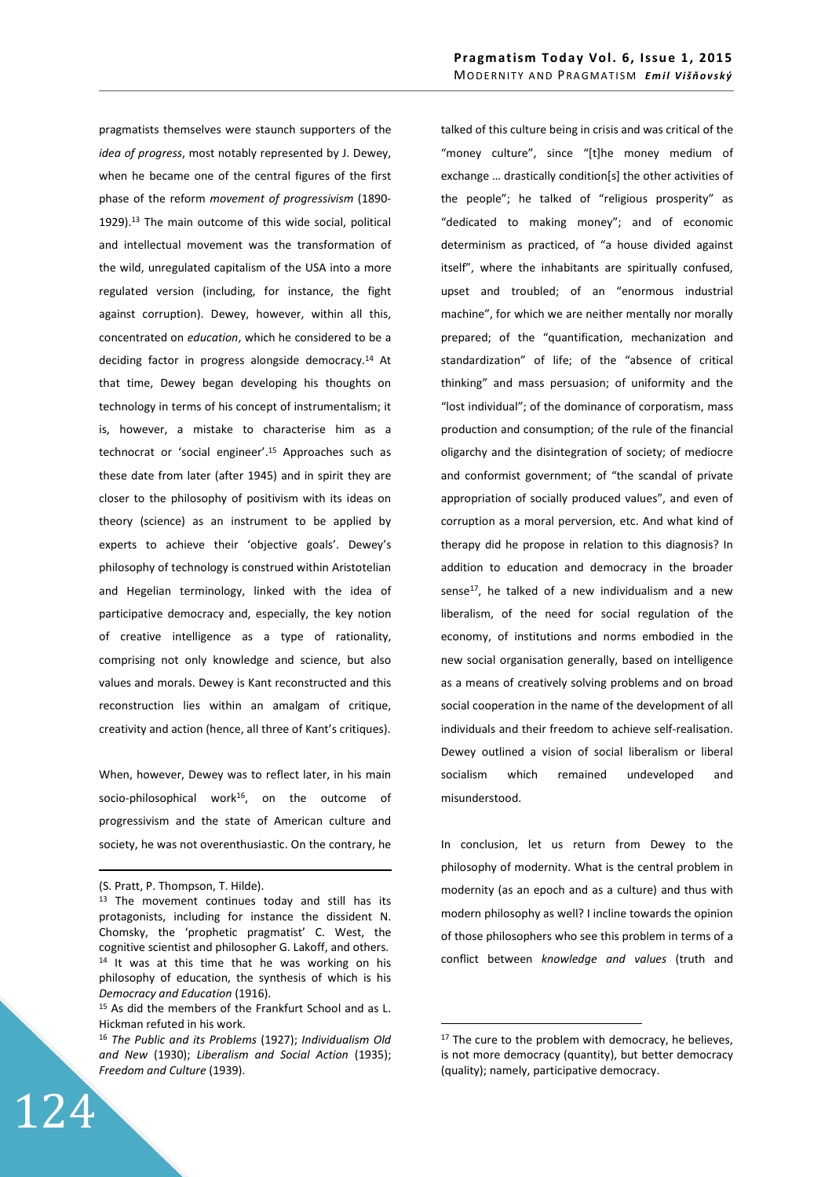pragmatists themselves were staunch supporters of the *idea of progress*, most notably represented by J. Dewey, when he became one of the central figures of the first phase of the reform *movement of progressivism* (1890-1929).[13] The main outcome of this wide social, political and intellectual movement was the transformation of the wild, unregulated capitalism of the USA into a more regulated version (including, for instance, the fight against corruption). Dewey, however, within all this, concentrated on *education*, which he considered to be a deciding factor in progress alongside democracy.[14] At that time, Dewey began developing his thoughts on technology in terms of his concept of instrumentalism; it is, however, a mistake to characterise him as a technocrat or 'social engineer'.[15] Approaches such as these date from later (after 1945) and in spirit they are closer to the philosophy of positivism with its ideas on theory (science) as an instrument to be applied by experts to achieve their 'objective goals'. Dewey's philosophy of technology is construed within Aristotelian and Hegelian terminology, linked with the idea of participative democracy and, especially, the key notion of creative intelligence as a type of rationality, comprising not only knowledge and science, but also values and morals. Dewey is Kant reconstructed and this reconstruction lies within an amalgam of critique, creativity and action (hence, all three of Kant's critiques).

When, however, Dewey was to reflect later, in his main socio-philosophical work[16], on the outcome of progressivism and the state of American culture and society, he was not overenthusiastic. On the contrary, he talked of this culture being in crisis and was critical of the "money culture", since "[t]he money medium of exchange … drastically condition[s] the other activities of the people"; he talked of "religious prosperity" as "dedicated to making money"; and of economic determinism as practiced, of "a house divided against itself", where the inhabitants are spiritually confused, upset and troubled; of an "enormous industrial machine", for which we are neither mentally nor morally prepared; of the "quantification, mechanization and standardization" of life; of the "absence of critical thinking" and mass persuasion; of uniformity and the "lost individual"; of the dominance of corporatism, mass production and consumption; of the rule of the financial oligarchy and the disintegration of society; of mediocre and conformist government; of "the scandal of private appropriation of socially produced values", and even of corruption as a moral perversion, etc. And what kind of therapy did he propose in relation to this diagnosis? In addition to education and democracy in the broader sense[17], he talked of a new individualism and a new liberalism, of the need for social regulation of the economy, of institutions and norms embodied in the new social organisation generally, based on intelligence as a means of creatively solving problems and on broad social cooperation in the name of the development of all individuals and their freedom to achieve self-realisation. Dewey outlined a vision of social liberalism or liberal socialism which remained undeveloped and misunderstood.

In conclusion, let us return from Dewey to the philosophy of modernity. What is the central problem in modernity (as an epoch and as a culture) and thus with modern philosophy as well? I incline towards the opinion of those philosophers who see this problem in terms of a conflict between *knowledge and values* (truth and

---

(S. Pratt, P. Thompson, T. Hilde).

[13] The movement continues today and still has its protagonists, including for instance the dissident N. Chomsky, the 'prophetic pragmatist' C. West, the cognitive scientist and philosopher G. Lakoff, and others.

[14] It was at this time that he was working on his philosophy of education, the synthesis of which is his *Democracy and Education* (1916).

[15] As did the members of the Frankfurt School and as L. Hickman refuted in his work.

[16] *The Public and its Problems* (1927); *Individualism Old and New* (1930); *Liberalism and Social Action* (1935); *Freedom and Culture* (1939).

[17] The cure to the problem with democracy, he believes, is not more democracy (quantity), but better democracy (quality); namely, participative democracy.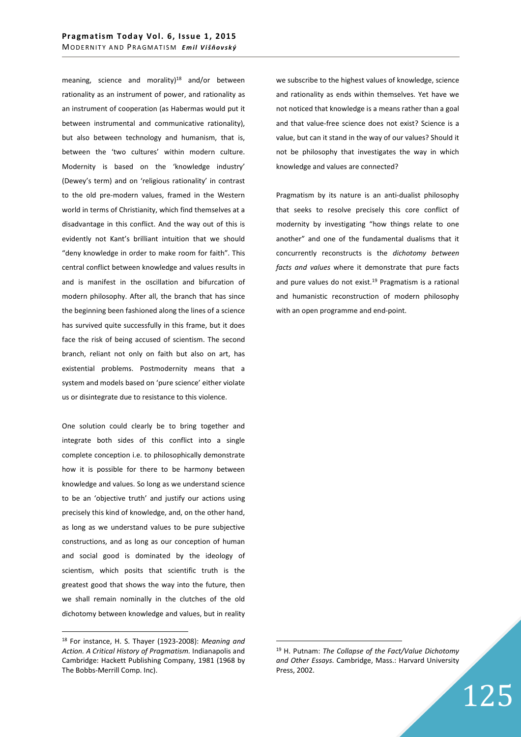meaning, science and morality)[18] and/or between rationality as an instrument of power, and rationality as an instrument of cooperation (as Habermas would put it between instrumental and communicative rationality), but also between technology and humanism, that is, between the 'two cultures' within modern culture. Modernity is based on the 'knowledge industry' (Dewey's term) and on 'religious rationality' in contrast to the old pre-modern values, framed in the Western world in terms of Christianity, which find themselves at a disadvantage in this conflict. And the way out of this is evidently not Kant's brilliant intuition that we should "deny knowledge in order to make room for faith". This central conflict between knowledge and values results in and is manifest in the oscillation and bifurcation of modern philosophy. After all, the branch that has since the beginning been fashioned along the lines of a science has survived quite successfully in this frame, but it does face the risk of being accused of scientism. The second branch, reliant not only on faith but also on art, has existential problems. Postmodernity means that a system and models based on 'pure science' either violate us or disintegrate due to resistance to this violence.

One solution could clearly be to bring together and integrate both sides of this conflict into a single complete conception i.e. to philosophically demonstrate how it is possible for there to be harmony between knowledge and values. So long as we understand science to be an 'objective truth' and justify our actions using precisely this kind of knowledge, and, on the other hand, as long as we understand values to be pure subjective constructions, and as long as our conception of human and social good is dominated by the ideology of scientism, which posits that scientific truth is the greatest good that shows the way into the future, then we shall remain nominally in the clutches of the old dichotomy between knowledge and values, but in reality we subscribe to the highest values of knowledge, science and rationality as ends within themselves. Yet have we not noticed that knowledge is a means rather than a goal and that value-free science does not exist? Science is a value, but can it stand in the way of our values? Should it not be philosophy that investigates the way in which knowledge and values are connected?

Pragmatism by its nature is an anti-dualist philosophy that seeks to resolve precisely this core conflict of modernity by investigating "how things relate to one another" and one of the fundamental dualisms that it concurrently reconstructs is the *dichotomy between facts and values* where it demonstrate that pure facts and pure values do not exist.[19] Pragmatism is a rational and humanistic reconstruction of modern philosophy with an open programme and end-point.

---

[18] For instance, H. S. Thayer (1923-2008): *Meaning and Action. A Critical History of Pragmatism.* Indianapolis and Cambridge: Hackett Publishing Company, 1981 (1968 by The Bobbs-Merrill Comp. Inc).

[19] H. Putnam: *The Collapse of the Fact/Value Dichotomy and Other Essays.* Cambridge, Mass.: Harvard University Press, 2002.